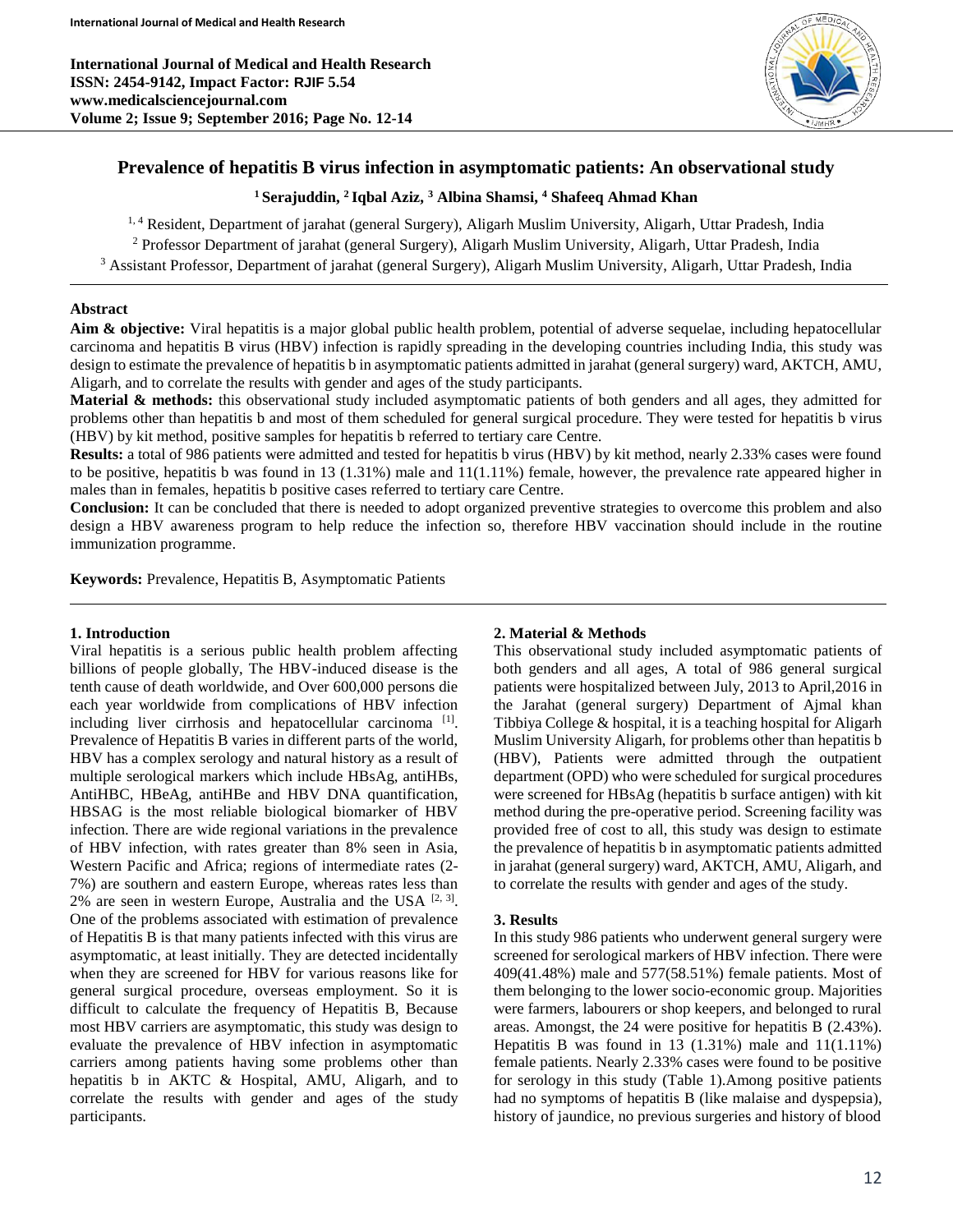# Prevalence of hepatitis B virus infection in asymptomatic patients: An observational study

**[1] Serajuddin, [2] Iqbal Aziz, [3] Albina Shamsi, [4] Shafeeq Ahmad Khan**

[1, 4] Resident, Department of jarahat (general Surgery), Aligarh Muslim University, Aligarh, Uttar Pradesh, India

[2] Professor Department of jarahat (general Surgery), Aligarh Muslim University, Aligarh, Uttar Pradesh, India

[3] Assistant Professor, Department of jarahat (general Surgery), Aligarh Muslim University, Aligarh, Uttar Pradesh, India

## Abstract

**Aim & objective:** Viral hepatitis is a major global public health problem, potential of adverse sequelae, including hepatocellular carcinoma and hepatitis B virus (HBV) infection is rapidly spreading in the developing countries including India, this study was design to estimate the prevalence of hepatitis b in asymptomatic patients admitted in jarahat (general surgery) ward, AKTCH, AMU, Aligarh, and to correlate the results with gender and ages of the study participants.

**Material & methods:** this observational study included asymptomatic patients of both genders and all ages, they admitted for problems other than hepatitis b and most of them scheduled for general surgical procedure. They were tested for hepatitis b virus (HBV) by kit method, positive samples for hepatitis b referred to tertiary care Centre.

**Results:** a total of 986 patients were admitted and tested for hepatitis b virus (HBV) by kit method, nearly 2.33% cases were found to be positive, hepatitis b was found in 13 (1.31%) male and 11(1.11%) female, however, the prevalence rate appeared higher in males than in females, hepatitis b positive cases referred to tertiary care Centre.

**Conclusion:** It can be concluded that there is needed to adopt organized preventive strategies to overcome this problem and also design a HBV awareness program to help reduce the infection so, therefore HBV vaccination should include in the routine immunization programme.

**Keywords:** Prevalence, Hepatitis B, Asymptomatic Patients

## 1. Introduction

Viral hepatitis is a serious public health problem affecting billions of people globally, The HBV-induced disease is the tenth cause of death worldwide, and Over 600,000 persons die each year worldwide from complications of HBV infection including liver cirrhosis and hepatocellular carcinoma [1]. Prevalence of Hepatitis B varies in different parts of the world, HBV has a complex serology and natural history as a result of multiple serological markers which include HBsAg, antiHBs, AntiHBC, HBeAg, antiHBe and HBV DNA quantification, HBSAG is the most reliable biological biomarker of HBV infection. There are wide regional variations in the prevalence of HBV infection, with rates greater than 8% seen in Asia, Western Pacific and Africa; regions of intermediate rates (2-7%) are southern and eastern Europe, whereas rates less than 2% are seen in western Europe, Australia and the USA [2, 3]. One of the problems associated with estimation of prevalence of Hepatitis B is that many patients infected with this virus are asymptomatic, at least initially. They are detected incidentally when they are screened for HBV for various reasons like for general surgical procedure, overseas employment. So it is difficult to calculate the frequency of Hepatitis B, Because most HBV carriers are asymptomatic, this study was design to evaluate the prevalence of HBV infection in asymptomatic carriers among patients having some problems other than hepatitis b in AKTC & Hospital, AMU, Aligarh, and to correlate the results with gender and ages of the study participants.

## 2. Material & Methods

This observational study included asymptomatic patients of both genders and all ages, A total of 986 general surgical patients were hospitalized between July, 2013 to April,2016 in the Jarahat (general surgery) Department of Ajmal khan Tibbiya College & hospital, it is a teaching hospital for Aligarh Muslim University Aligarh, for problems other than hepatitis b (HBV), Patients were admitted through the outpatient department (OPD) who were scheduled for surgical procedures were screened for HBsAg (hepatitis b surface antigen) with kit method during the pre-operative period. Screening facility was provided free of cost to all, this study was design to estimate the prevalence of hepatitis b in asymptomatic patients admitted in jarahat (general surgery) ward, AKTCH, AMU, Aligarh, and to correlate the results with gender and ages of the study.

## 3. Results

In this study 986 patients who underwent general surgery were screened for serological markers of HBV infection. There were 409(41.48%) male and 577(58.51%) female patients. Most of them belonging to the lower socio-economic group. Majorities were farmers, labourers or shop keepers, and belonged to rural areas. Amongst, the 24 were positive for hepatitis B (2.43%). Hepatitis B was found in 13 (1.31%) male and 11(1.11%) female patients. Nearly 2.33% cases were found to be positive for serology in this study (Table 1).Among positive patients had no symptoms of hepatitis B (like malaise and dyspepsia), history of jaundice, no previous surgeries and history of blood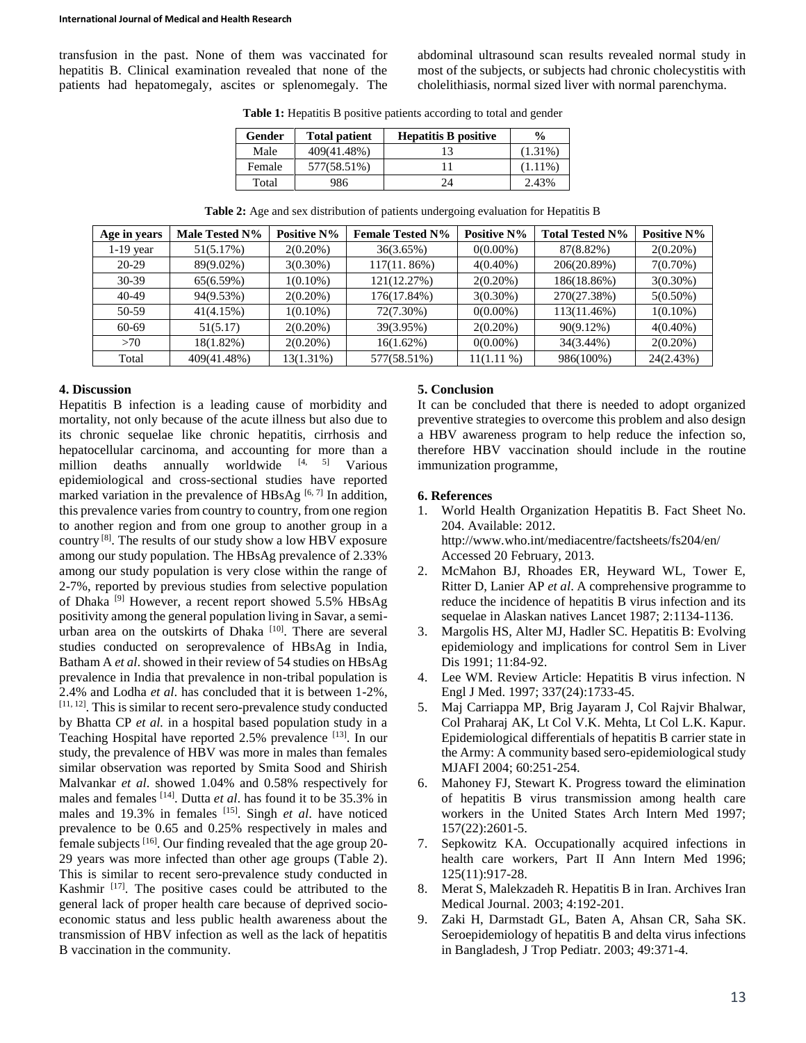transfusion in the past. None of them was vaccinated for hepatitis B. Clinical examination revealed that none of the patients had hepatomegaly, ascites or splenomegaly. The abdominal ultrasound scan results revealed normal study in most of the subjects, or subjects had chronic cholecystitis with cholelithiasis, normal sized liver with normal parenchyma.

**Table 1:** Hepatitis B positive patients according to total and gender

| Gender | Total patient | Hepatitis B positive | % |
|---|---|---|---|
| Male | 409(41.48%) | 13 | (1.31%) |
| Female | 577(58.51%) | 11 | (1.11%) |
| Total | 986 | 24 | 2.43% |

**Table 2:** Age and sex distribution of patients undergoing evaluation for Hepatitis B

| Age in years | Male Tested N% | Positive N% | Female Tested N% | Positive N% | Total Tested N% | Positive N% |
|---|---|---|---|---|---|---|
| 1-19 year | 51(5.17%) | 2(0.20%) | 36(3.65%) | 0(0.00%) | 87(8.82%) | 2(0.20%) |
| 20-29 | 89(9.02%) | 3(0.30%) | 117(11. 86%) | 4(0.40%) | 206(20.89%) | 7(0.70%) |
| 30-39 | 65(6.59%) | 1(0.10%) | 121(12.27%) | 2(0.20%) | 186(18.86%) | 3(0.30%) |
| 40-49 | 94(9.53%) | 2(0.20%) | 176(17.84%) | 3(0.30%) | 270(27.38%) | 5(0.50%) |
| 50-59 | 41(4.15%) | 1(0.10%) | 72(7.30%) | 0(0.00%) | 113(11.46%) | 1(0.10%) |
| 60-69 | 51(5.17) | 2(0.20%) | 39(3.95%) | 2(0.20%) | 90(9.12%) | 4(0.40%) |
| >70 | 18(1.82%) | 2(0.20%) | 16(1.62%) | 0(0.00%) | 34(3.44%) | 2(0.20%) |
| Total | 409(41.48%) | 13(1.31%) | 577(58.51%) | 11(1.11 %) | 986(100%) | 24(2.43%) |

## 4. Discussion

Hepatitis B infection is a leading cause of morbidity and mortality, not only because of the acute illness but also due to its chronic sequelae like chronic hepatitis, cirrhosis and hepatocellular carcinoma, and accounting for more than a million deaths annually worldwide [4, 5] Various epidemiological and cross-sectional studies have reported marked variation in the prevalence of HBsAg [6, 7] In addition, this prevalence varies from country to country, from one region to another region and from one group to another group in a country [8]. The results of our study show a low HBV exposure among our study population. The HBsAg prevalence of 2.33% among our study population is very close within the range of 2-7%, reported by previous studies from selective population of Dhaka [9] However, a recent report showed 5.5% HBsAg positivity among the general population living in Savar, a semi-urban area on the outskirts of Dhaka [10]. There are several studies conducted on seroprevalence of HBsAg in India, Batham A *et al*. showed in their review of 54 studies on HBsAg prevalence in India that prevalence in non-tribal population is 2.4% and Lodha *et al*. has concluded that it is between 1-2%, [11, 12]. This is similar to recent sero-prevalence study conducted by Bhatta CP *et al.* in a hospital based population study in a Teaching Hospital have reported 2.5% prevalence [13]. In our study, the prevalence of HBV was more in males than females similar observation was reported by Smita Sood and Shirish Malvankar *et al*. showed 1.04% and 0.58% respectively for males and females [14]. Dutta *et al*. has found it to be 35.3% in males and 19.3% in females [15]. Singh *et al*. have noticed prevalence to be 0.65 and 0.25% respectively in males and female subjects [16]. Our finding revealed that the age group 20-29 years was more infected than other age groups (Table 2). This is similar to recent sero-prevalence study conducted in Kashmir [17]. The positive cases could be attributed to the general lack of proper health care because of deprived socio-economic status and less public health awareness about the transmission of HBV infection as well as the lack of hepatitis B vaccination in the community.

## 5. Conclusion

It can be concluded that there is needed to adopt organized preventive strategies to overcome this problem and also design a HBV awareness program to help reduce the infection so, therefore HBV vaccination should include in the routine immunization programme,

## 6. References

1. World Health Organization Hepatitis B. Fact Sheet No. 204. Available: 2012. http://www.who.int/mediacentre/factsheets/fs204/en/ Accessed 20 February, 2013.
2. McMahon BJ, Rhoades ER, Heyward WL, Tower E, Ritter D, Lanier AP *et al*. A comprehensive programme to reduce the incidence of hepatitis B virus infection and its sequelae in Alaskan natives Lancet 1987; 2:1134-1136.
3. Margolis HS, Alter MJ, Hadler SC. Hepatitis B: Evolving epidemiology and implications for control Sem in Liver Dis 1991; 11:84-92.
4. Lee WM. Review Article: Hepatitis B virus infection. N Engl J Med. 1997; 337(24):1733-45.
5. Maj Carriappa MP, Brig Jayaram J, Col Rajvir Bhalwar, Col Praharaj AK, Lt Col V.K. Mehta, Lt Col L.K. Kapur. Epidemiological differentials of hepatitis B carrier state in the Army: A community based sero-epidemiological study MJAFI 2004; 60:251-254.
6. Mahoney FJ, Stewart K. Progress toward the elimination of hepatitis B virus transmission among health care workers in the United States Arch Intern Med 1997; 157(22):2601-5.
7. Sepkowitz KA. Occupationally acquired infections in health care workers, Part II Ann Intern Med 1996; 125(11):917-28.
8. Merat S, Malekzadeh R. Hepatitis B in Iran. Archives Iran Medical Journal. 2003; 4:192-201.
9. Zaki H, Darmstadt GL, Baten A, Ahsan CR, Saha SK. Seroepidemiology of hepatitis B and delta virus infections in Bangladesh, J Trop Pediatr. 2003; 49:371-4.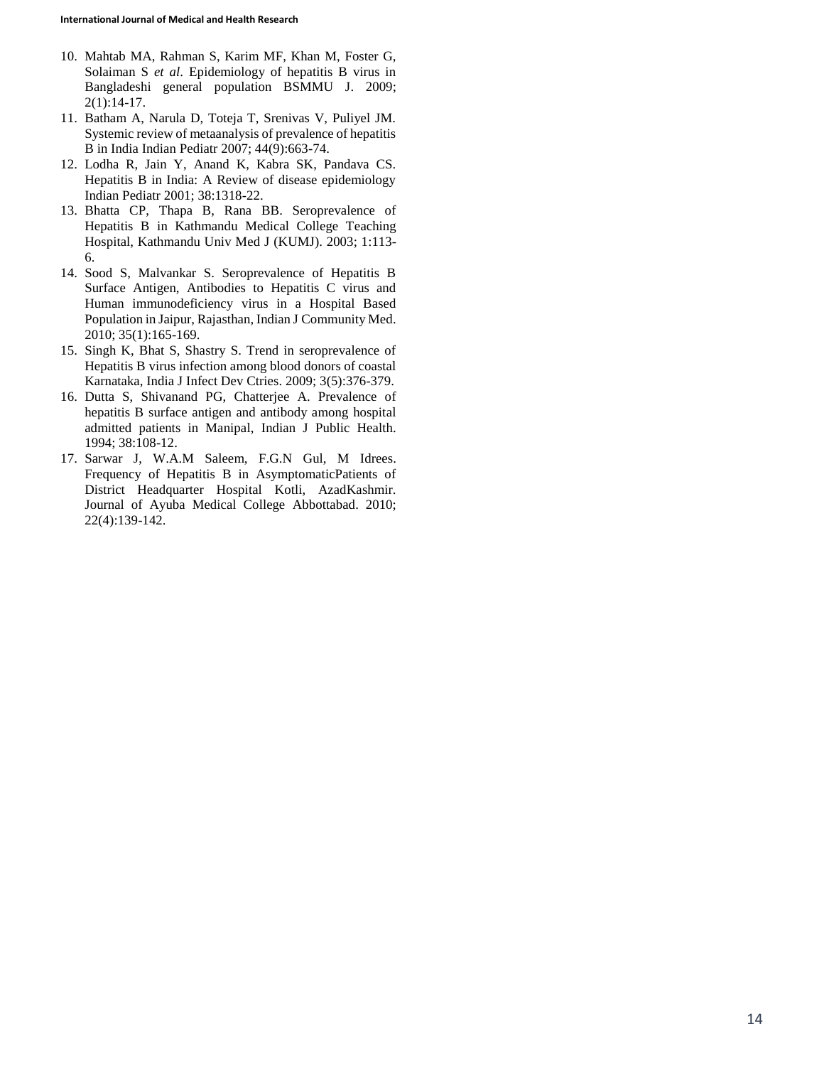10. Mahtab MA, Rahman S, Karim MF, Khan M, Foster G, Solaiman S *et al*. Epidemiology of hepatitis B virus in Bangladeshi general population BSMMU J. 2009; 2(1):14-17.
11. Batham A, Narula D, Toteja T, Srenivas V, Puliyel JM. Systemic review of metaanalysis of prevalence of hepatitis B in India Indian Pediatr 2007; 44(9):663-74.
12. Lodha R, Jain Y, Anand K, Kabra SK, Pandava CS. Hepatitis B in India: A Review of disease epidemiology Indian Pediatr 2001; 38:1318-22.
13. Bhatta CP, Thapa B, Rana BB. Seroprevalence of Hepatitis B in Kathmandu Medical College Teaching Hospital, Kathmandu Univ Med J (KUMJ). 2003; 1:113-6.
14. Sood S, Malvankar S. Seroprevalence of Hepatitis B Surface Antigen, Antibodies to Hepatitis C virus and Human immunodeficiency virus in a Hospital Based Population in Jaipur, Rajasthan, Indian J Community Med. 2010; 35(1):165-169.
15. Singh K, Bhat S, Shastry S. Trend in seroprevalence of Hepatitis B virus infection among blood donors of coastal Karnataka, India J Infect Dev Ctries. 2009; 3(5):376-379.
16. Dutta S, Shivanand PG, Chatterjee A. Prevalence of hepatitis B surface antigen and antibody among hospital admitted patients in Manipal, Indian J Public Health. 1994; 38:108-12.
17. Sarwar J, W.A.M Saleem, F.G.N Gul, M Idrees. Frequency of Hepatitis B in AsymptomaticPatients of District Headquarter Hospital Kotli, AzadKashmir. Journal of Ayuba Medical College Abbottabad. 2010; 22(4):139-142.